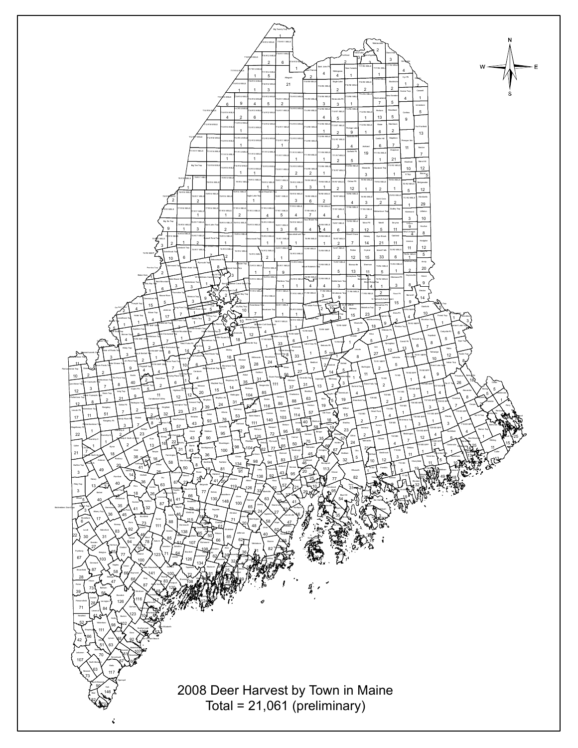2008 Deer Harvest by Town in Maine
Total = 21,061 (preliminary)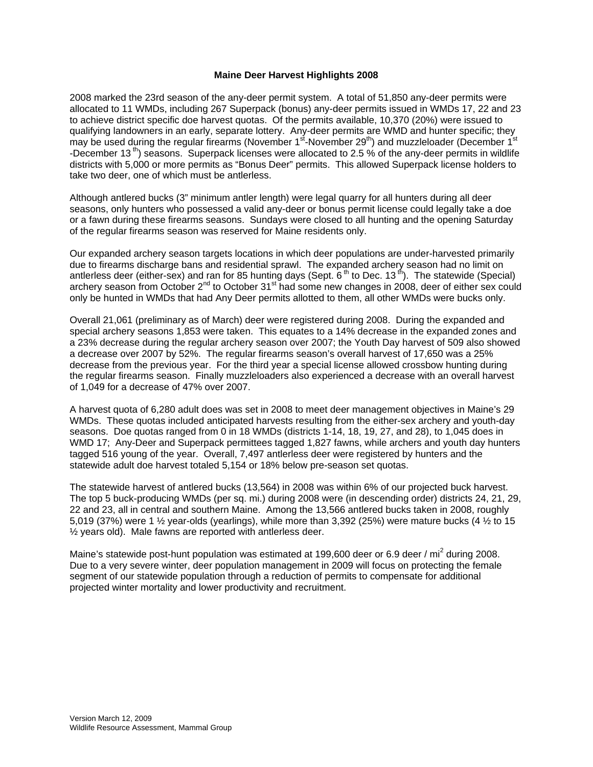# Maine Deer Harvest Highlights 2008

2008 marked the 23rd season of the any-deer permit system. A total of 51,850 any-deer permits were allocated to 11 WMDs, including 267 Superpack (bonus) any-deer permits issued in WMDs 17, 22 and 23 to achieve district specific doe harvest quotas. Of the permits available, 10,370 (20%) were issued to qualifying landowners in an early, separate lottery. Any-deer permits are WMD and hunter specific; they may be used during the regular firearms (November 1st-November 29th) and muzzleloader (December 1st -December 13th) seasons. Superpack licenses were allocated to 2.5 % of the any-deer permits in wildlife districts with 5,000 or more permits as "Bonus Deer" permits. This allowed Superpack license holders to take two deer, one of which must be antlerless.

Although antlered bucks (3" minimum antler length) were legal quarry for all hunters during all deer seasons, only hunters who possessed a valid any-deer or bonus permit license could legally take a doe or a fawn during these firearms seasons. Sundays were closed to all hunting and the opening Saturday of the regular firearms season was reserved for Maine residents only.

Our expanded archery season targets locations in which deer populations are under-harvested primarily due to firearms discharge bans and residential sprawl. The expanded archery season had no limit on antlerless deer (either-sex) and ran for 85 hunting days (Sept. 6th to Dec. 13th). The statewide (Special) archery season from October 2nd to October 31st had some new changes in 2008, deer of either sex could only be hunted in WMDs that had Any Deer permits allotted to them, all other WMDs were bucks only.

Overall 21,061 (preliminary as of March) deer were registered during 2008. During the expanded and special archery seasons 1,853 were taken. This equates to a 14% decrease in the expanded zones and a 23% decrease during the regular archery season over 2007; the Youth Day harvest of 509 also showed a decrease over 2007 by 52%. The regular firearms season's overall harvest of 17,650 was a 25% decrease from the previous year. For the third year a special license allowed crossbow hunting during the regular firearms season. Finally muzzleloaders also experienced a decrease with an overall harvest of 1,049 for a decrease of 47% over 2007.

A harvest quota of 6,280 adult does was set in 2008 to meet deer management objectives in Maine's 29 WMDs. These quotas included anticipated harvests resulting from the either-sex archery and youth-day seasons. Doe quotas ranged from 0 in 18 WMDs (districts 1-14, 18, 19, 27, and 28), to 1,045 does in WMD 17; Any-Deer and Superpack permittees tagged 1,827 fawns, while archers and youth day hunters tagged 516 young of the year. Overall, 7,497 antlerless deer were registered by hunters and the statewide adult doe harvest totaled 5,154 or 18% below pre-season set quotas.

The statewide harvest of antlered bucks (13,564) in 2008 was within 6% of our projected buck harvest. The top 5 buck-producing WMDs (per sq. mi.) during 2008 were (in descending order) districts 24, 21, 29, 22 and 23, all in central and southern Maine. Among the 13,566 antlered bucks taken in 2008, roughly 5,019 (37%) were 1 ½ year-olds (yearlings), while more than 3,392 (25%) were mature bucks (4 ½ to 15 ½ years old). Male fawns are reported with antlerless deer.

Maine's statewide post-hunt population was estimated at 199,600 deer or 6.9 deer / $mi^2$ during 2008. Due to a very severe winter, deer population management in 2009 will focus on protecting the female segment of our statewide population through a reduction of permits to compensate for additional projected winter mortality and lower productivity and recruitment.

Version March 12, 2009
Wildlife Resource Assessment, Mammal Group